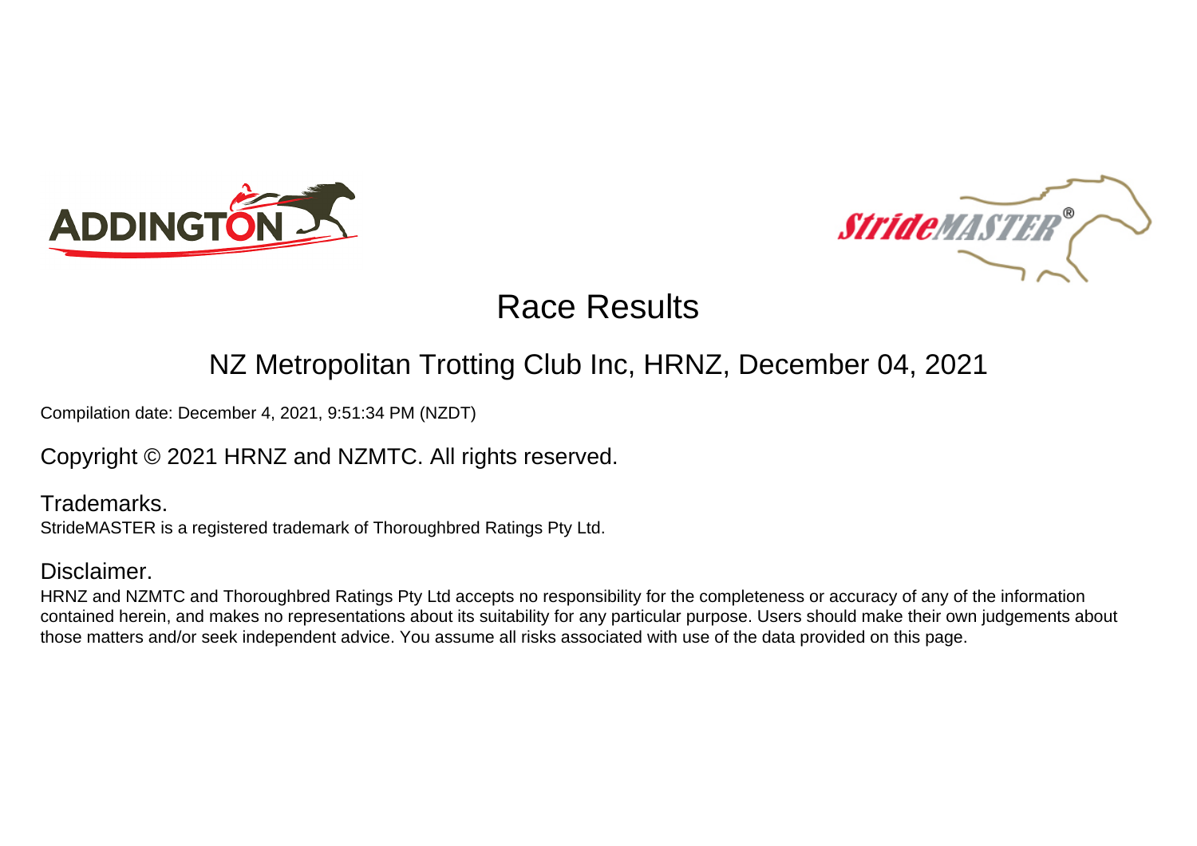# Race Results

## NZ Metropolitan Trotting Club Inc, HRNZ, December 04, 2021

Compilation date: December 4, 2021, 9:51:34 PM (NZDT)

Copyright © 2021 HRNZ and NZMTC. All rights reserved.

Trademarks.

StrideMASTER is a registered trademark of Thoroughbred Ratings Pty Ltd.

Disclaimer.

HRNZ and NZMTC and Thoroughbred Ratings Pty Ltd accepts no responsibility for the completeness or accuracy of any of the information contained herein, and makes no representations about its suitability for any particular purpose. Users should make their own judgements about those matters and/or seek independent advice. You assume all risks associated with use of the data provided on this page.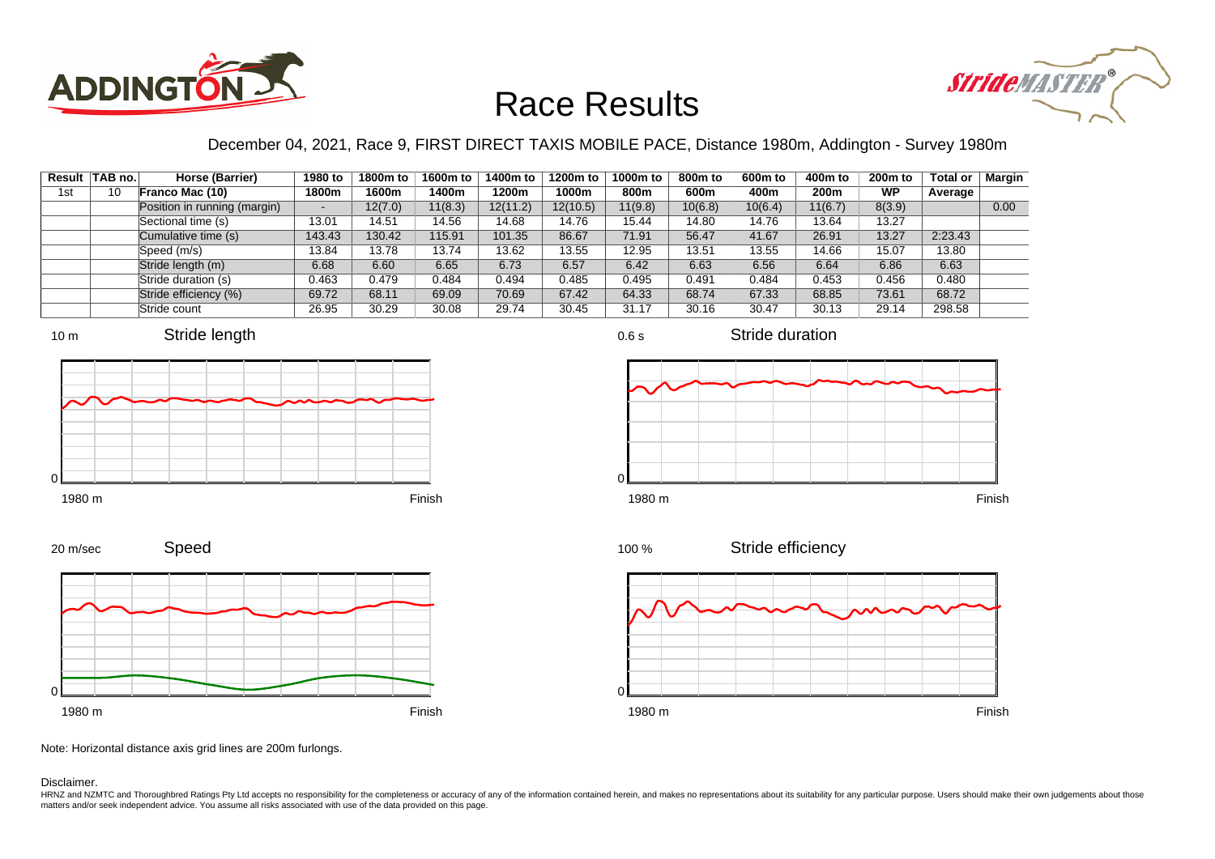# Race Results

December 04, 2021, Race 9, FIRST DIRECT TAXIS MOBILE PACE, Distance 1980m, Addington - Survey 1980m

| Result | TAB no. | Horse (Barrier) | 1980 to 1800m | 1800m to 1600m | 1600m to 1400m | 1400m to 1200m | 1200m to 1000m | 1000m to 800m | 800m to 600m | 600m to 400m | 400m to 200m | 200m to WP | Total or Average | Margin |
|---|---|---|---|---|---|---|---|---|---|---|---|---|---|---|
| 1st | 10 | **Franco Mac (10)** | | | | | | | | | | | | |
| | | Position in running (margin) | - | 12(7.0) | 11(8.3) | 12(11.2) | 12(10.5) | 11(9.8) | 10(6.8) | 10(6.4) | 11(6.7) | 8(3.9) | | 0.00 |
| | | Sectional time (s) | 13.01 | 14.51 | 14.56 | 14.68 | 14.76 | 15.44 | 14.80 | 14.76 | 13.64 | 13.27 | | |
| | | Cumulative time (s) | 143.43 | 130.42 | 115.91 | 101.35 | 86.67 | 71.91 | 56.47 | 41.67 | 26.91 | 13.27 | 2:23.43 | |
| | | Speed (m/s) | 13.84 | 13.78 | 13.74 | 13.62 | 13.55 | 12.95 | 13.51 | 13.55 | 14.66 | 15.07 | 13.80 | |
| | | Stride length (m) | 6.68 | 6.60 | 6.65 | 6.73 | 6.57 | 6.42 | 6.63 | 6.56 | 6.64 | 6.86 | 6.63 | |
| | | Stride duration (s) | 0.463 | 0.479 | 0.484 | 0.494 | 0.485 | 0.495 | 0.491 | 0.484 | 0.453 | 0.456 | 0.480 | |
| | | Stride efficiency (%) | 69.72 | 68.11 | 69.09 | 70.69 | 67.42 | 64.33 | 68.74 | 67.33 | 68.85 | 73.61 | 68.72 | |
| | | Stride count | 26.95 | 30.29 | 30.08 | 29.74 | 30.45 | 31.17 | 30.16 | 30.47 | 30.13 | 29.14 | 298.58 | |

Stride length (10 m, 0 — 1980 m to Finish)

Stride duration (0.6 s, 0 — 1980 m to Finish)

Speed (20 m/sec, 0 — 1980 m to Finish)

Stride efficiency (100 %, 0 — 1980 m to Finish)

Note: Horizontal distance axis grid lines are 200m furlongs.

Disclaimer.

HRNZ and NZMTC and Thoroughbred Ratings Pty Ltd accepts no responsibility for the completeness or accuracy of any of the information contained herein, and makes no representations about its suitability for any particular purpose. Users should make their own judgements about those matters and/or seek independent advice. You assume all risks associated with use of the data provided on this page.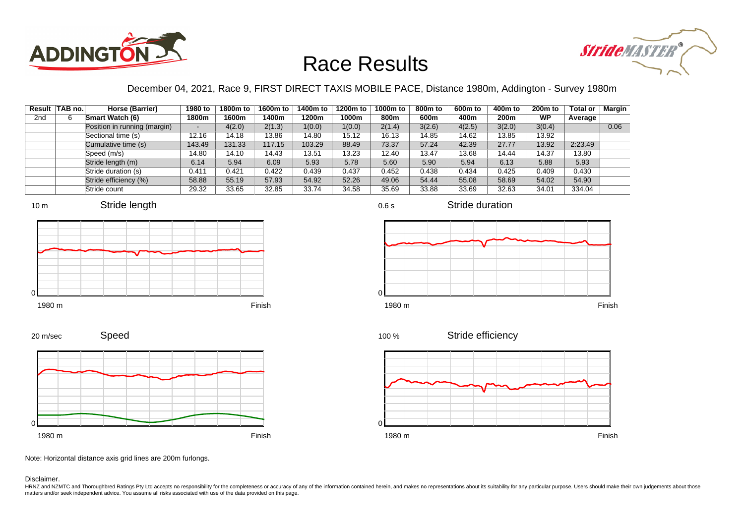# Race Results

December 04, 2021, Race 9, FIRST DIRECT TAXIS MOBILE PACE, Distance 1980m, Addington - Survey 1980m

| Result | TAB no. | Horse (Barrier) | 1980 to 1800m | 1800m to 1600m | 1600m to 1400m | 1400m to 1200m | 1200m to 1000m | 1000m to 800m | 800m to 600m | 600m to 400m | 400m to 200m | 200m to WP | Total or Average | Margin |
|---|---|---|---|---|---|---|---|---|---|---|---|---|---|---|
| 2nd | 6 | Smart Watch (6) | | | | | | | | | | | | |
| | | Position in running (margin) | - | 4(2.0) | 2(1.3) | 1(0.0) | 1(0.0) | 2(1.4) | 3(2.6) | 4(2.5) | 3(2.0) | 3(0.4) | | 0.06 |
| | | Sectional time (s) | 12.16 | 14.18 | 13.86 | 14.80 | 15.12 | 16.13 | 14.85 | 14.62 | 13.85 | 13.92 | | |
| | | Cumulative time (s) | 143.49 | 131.33 | 117.15 | 103.29 | 88.49 | 73.37 | 57.24 | 42.39 | 27.77 | 13.92 | 2:23.49 | |
| | | Speed (m/s) | 14.80 | 14.10 | 14.43 | 13.51 | 13.23 | 12.40 | 13.47 | 13.68 | 14.44 | 14.37 | 13.80 | |
| | | Stride length (m) | 6.14 | 5.94 | 6.09 | 5.93 | 5.78 | 5.60 | 5.90 | 5.94 | 6.13 | 5.88 | 5.93 | |
| | | Stride duration (s) | 0.411 | 0.421 | 0.422 | 0.439 | 0.437 | 0.452 | 0.438 | 0.434 | 0.425 | 0.409 | 0.430 | |
| | | Stride efficiency (%) | 58.88 | 55.19 | 57.93 | 54.92 | 52.26 | 49.06 | 54.44 | 55.08 | 58.69 | 54.02 | 54.90 | |
| | | Stride count | 29.32 | 33.65 | 32.85 | 33.74 | 34.58 | 35.69 | 33.88 | 33.69 | 32.63 | 34.01 | 334.04 | |

Note: Horizontal distance axis grid lines are 200m furlongs.

Disclaimer.

HRNZ and NZMTC and Thoroughbred Ratings Pty Ltd accepts no responsibility for the completeness or accuracy of any of the information contained herein, and makes no representations about its suitability for any particular purpose. Users should make their own judgements about those matters and/or seek independent advice. You assume all risks associated with use of the data provided on this page.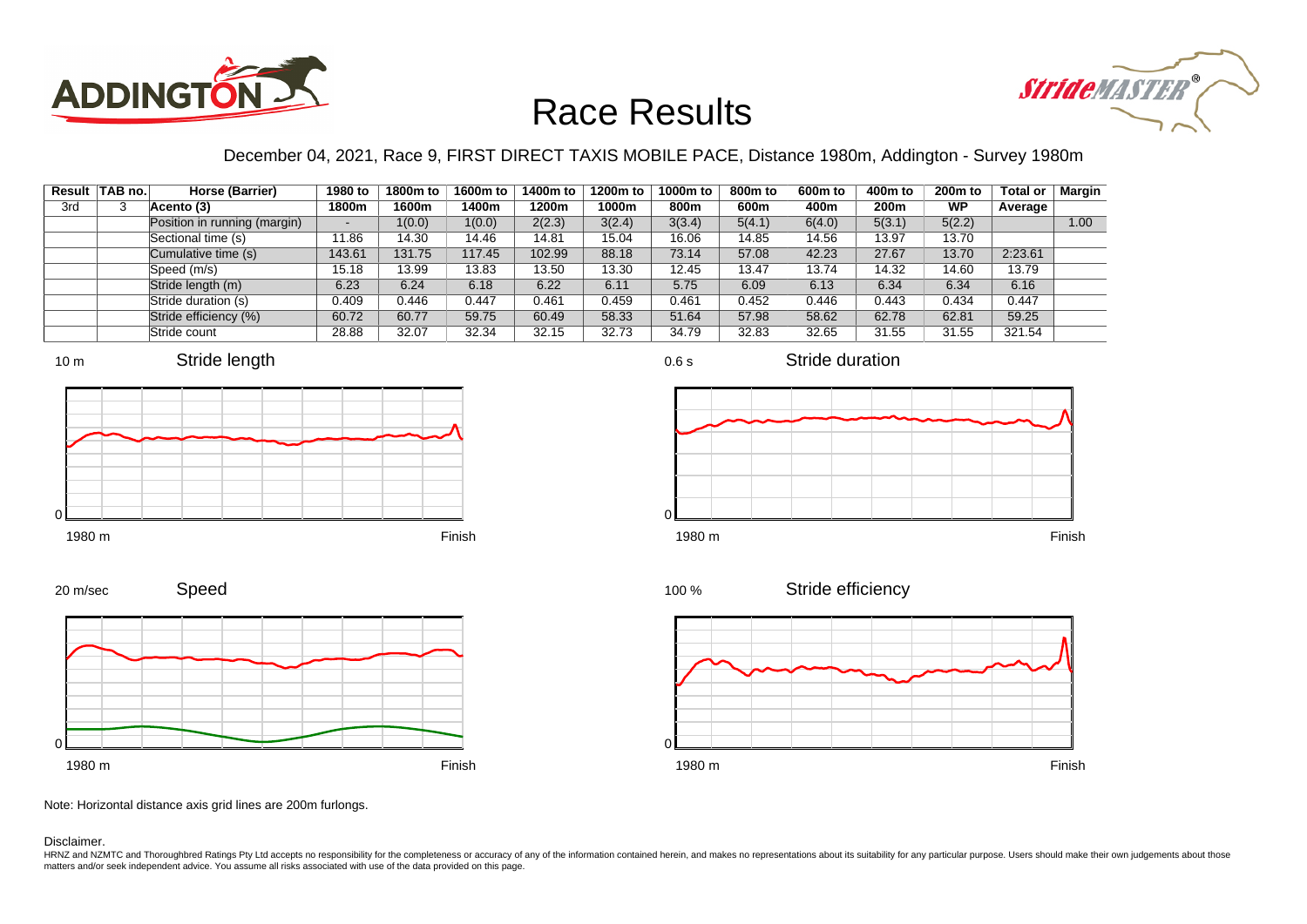# Race Results

December 04, 2021, Race 9, FIRST DIRECT TAXIS MOBILE PACE, Distance 1980m, Addington - Survey 1980m

| Result | TAB no. | Horse (Barrier) | 1980 to 1800m | 1800m to 1600m | 1600m to 1400m | 1400m to 1200m | 1200m to 1000m | 1000m to 800m | 800m to 600m | 600m to 400m | 400m to 200m | 200m to WP | Total or Average | Margin |
|---|---|---|---|---|---|---|---|---|---|---|---|---|---|---|
| 3rd | 3 | Acento (3) | | | | | | | | | | | | |
| | | Position in running (margin) | - | 1(0.0) | 1(0.0) | 2(2.3) | 3(2.4) | 3(3.4) | 5(4.1) | 6(4.0) | 5(3.1) | 5(2.2) | | 1.00 |
| | | Sectional time (s) | 11.86 | 14.30 | 14.46 | 14.81 | 15.04 | 16.06 | 14.85 | 14.56 | 13.97 | 13.70 | | |
| | | Cumulative time (s) | 143.61 | 131.75 | 117.45 | 102.99 | 88.18 | 73.14 | 57.08 | 42.23 | 27.67 | 13.70 | 2:23.61 | |
| | | Speed (m/s) | 15.18 | 13.99 | 13.83 | 13.50 | 13.30 | 12.45 | 13.47 | 13.74 | 14.32 | 14.60 | 13.79 | |
| | | Stride length (m) | 6.23 | 6.24 | 6.18 | 6.22 | 6.11 | 5.75 | 6.09 | 6.13 | 6.34 | 6.34 | 6.16 | |
| | | Stride duration (s) | 0.409 | 0.446 | 0.447 | 0.461 | 0.459 | 0.461 | 0.452 | 0.446 | 0.443 | 0.434 | 0.447 | |
| | | Stride efficiency (%) | 60.72 | 60.77 | 59.75 | 60.49 | 58.33 | 51.64 | 57.98 | 58.62 | 62.78 | 62.81 | 59.25 | |
| | | Stride count | 28.88 | 32.07 | 32.34 | 32.15 | 32.73 | 34.79 | 32.83 | 32.65 | 31.55 | 31.55 | 321.54 | |

Stride length (10 m, 0; 1980 m – Finish)

Stride duration (0.6 s, 0; 1980 m – Finish)

Speed (20 m/sec, 0; 1980 m – Finish)

Stride efficiency (100 %, 0; 1980 m – Finish)

Note: Horizontal distance axis grid lines are 200m furlongs.

Disclaimer.

HRNZ and NZMTC and Thoroughbred Ratings Pty Ltd accepts no responsibility for the completeness or accuracy of any of the information contained herein, and makes no representations about its suitability for any particular purpose. Users should make their own judgements about those matters and/or seek independent advice. You assume all risks associated with use of the data provided on this page.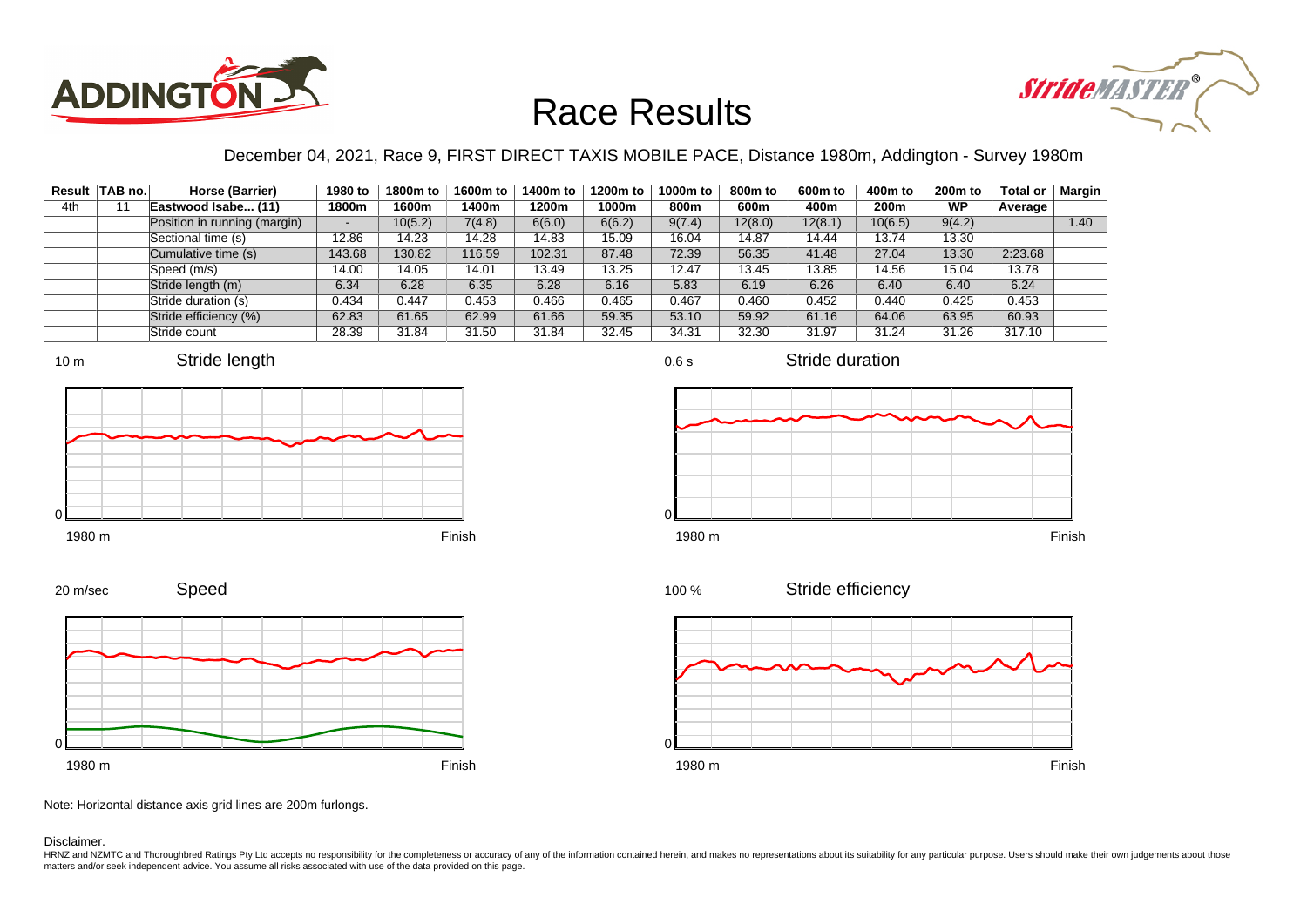# Race Results

December 04, 2021, Race 9, FIRST DIRECT TAXIS MOBILE PACE, Distance 1980m, Addington - Survey 1980m

| Result | TAB no. | Horse (Barrier) | 1980 to 1800m | 1800m to 1600m | 1600m to 1400m | 1400m to 1200m | 1200m to 1000m | 1000m to 800m | 800m to 600m | 600m to 400m | 400m to 200m | 200m to WP | Total or Average | Margin |
|---|---|---|---|---|---|---|---|---|---|---|---|---|---|---|
| 4th | 11 | Eastwood Isabe... (11) | | | | | | | | | | | | |
| | | Position in running (margin) | - | 10(5.2) | 7(4.8) | 6(6.0) | 6(6.2) | 9(7.4) | 12(8.0) | 12(8.1) | 10(6.5) | 9(4.2) | | 1.40 |
| | | Sectional time (s) | 12.86 | 14.23 | 14.28 | 14.83 | 15.09 | 16.04 | 14.87 | 14.44 | 13.74 | 13.30 | | |
| | | Cumulative time (s) | 143.68 | 130.82 | 116.59 | 102.31 | 87.48 | 72.39 | 56.35 | 41.48 | 27.04 | 13.30 | 2:23.68 | |
| | | Speed (m/s) | 14.00 | 14.05 | 14.01 | 13.49 | 13.25 | 12.47 | 13.45 | 13.85 | 14.56 | 15.04 | 13.78 | |
| | | Stride length (m) | 6.34 | 6.28 | 6.35 | 6.28 | 6.16 | 5.83 | 6.19 | 6.26 | 6.40 | 6.40 | 6.24 | |
| | | Stride duration (s) | 0.434 | 0.447 | 0.453 | 0.466 | 0.465 | 0.467 | 0.460 | 0.452 | 0.440 | 0.425 | 0.453 | |
| | | Stride efficiency (%) | 62.83 | 61.65 | 62.99 | 61.66 | 59.35 | 53.10 | 59.92 | 61.16 | 64.06 | 63.95 | 60.93 | |
| | | Stride count | 28.39 | 31.84 | 31.50 | 31.84 | 32.45 | 34.31 | 32.30 | 31.97 | 31.24 | 31.26 | 317.10 | |

Note: Horizontal distance axis grid lines are 200m furlongs.

Disclaimer.

HRNZ and NZMTC and Thoroughbred Ratings Pty Ltd accepts no responsibility for the completeness or accuracy of any of the information contained herein, and makes no representations about its suitability for any particular purpose. Users should make their own judgements about those matters and/or seek independent advice. You assume all risks associated with use of the data provided on this page.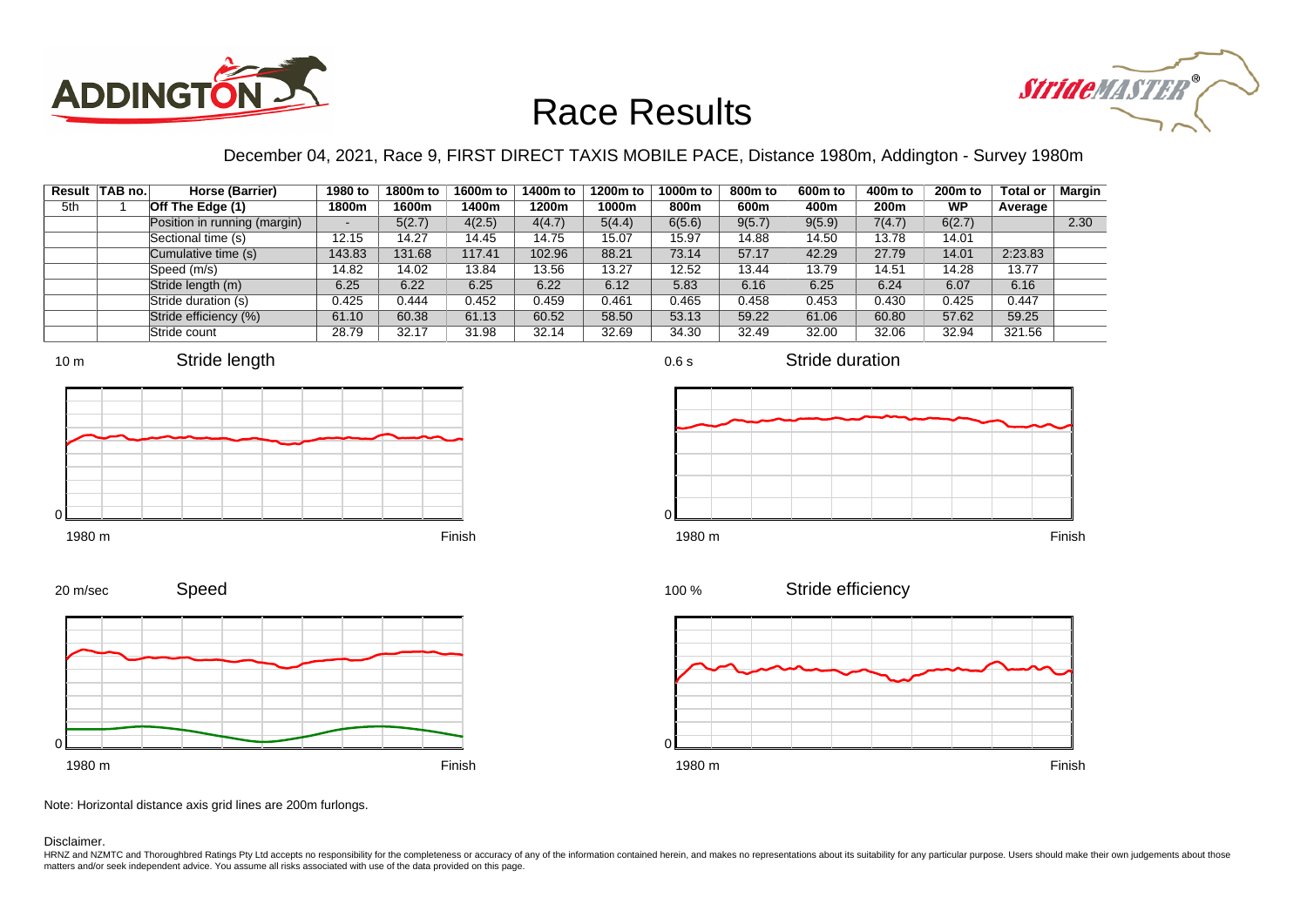# Race Results

December 04, 2021, Race 9, FIRST DIRECT TAXIS MOBILE PACE, Distance 1980m, Addington - Survey 1980m

| Result | TAB no. | Horse (Barrier) | 1980 to 1800m | 1800m to 1600m | 1600m to 1400m | 1400m to 1200m | 1200m to 1000m | 1000m to 800m | 800m to 600m | 600m to 400m | 400m to 200m | 200m to WP | Total or Average | Margin |
|---|---|---|---|---|---|---|---|---|---|---|---|---|---|---|
| 5th | 1 | Off The Edge (1) | | | | | | | | | | | | |
| | | Position in running (margin) | - | 5(2.7) | 4(2.5) | 4(4.7) | 5(4.4) | 6(5.6) | 9(5.7) | 9(5.9) | 7(4.7) | 6(2.7) | | 2.30 |
| | | Sectional time (s) | 12.15 | 14.27 | 14.45 | 14.75 | 15.07 | 15.97 | 14.88 | 14.50 | 13.78 | 14.01 | | |
| | | Cumulative time (s) | 143.83 | 131.68 | 117.41 | 102.96 | 88.21 | 73.14 | 57.17 | 42.29 | 27.79 | 14.01 | 2:23.83 | |
| | | Speed (m/s) | 14.82 | 14.02 | 13.84 | 13.56 | 13.27 | 12.52 | 13.44 | 13.79 | 14.51 | 14.28 | 13.77 | |
| | | Stride length (m) | 6.25 | 6.22 | 6.25 | 6.22 | 6.12 | 5.83 | 6.16 | 6.25 | 6.24 | 6.07 | 6.16 | |
| | | Stride duration (s) | 0.425 | 0.444 | 0.452 | 0.459 | 0.461 | 0.465 | 0.458 | 0.453 | 0.430 | 0.425 | 0.447 | |
| | | Stride efficiency (%) | 61.10 | 60.38 | 61.13 | 60.52 | 58.50 | 53.13 | 59.22 | 61.06 | 60.80 | 57.62 | 59.25 | |
| | | Stride count | 28.79 | 32.17 | 31.98 | 32.14 | 32.69 | 34.30 | 32.49 | 32.00 | 32.06 | 32.94 | 321.56 | |

Note: Horizontal distance axis grid lines are 200m furlongs.

Disclaimer.

HRNZ and NZMTC and Thoroughbred Ratings Pty Ltd accepts no responsibility for the completeness or accuracy of any of the information contained herein, and makes no representations about its suitability for any particular purpose. Users should make their own judgements about those matters and/or seek independent advice. You assume all risks associated with use of the data provided on this page.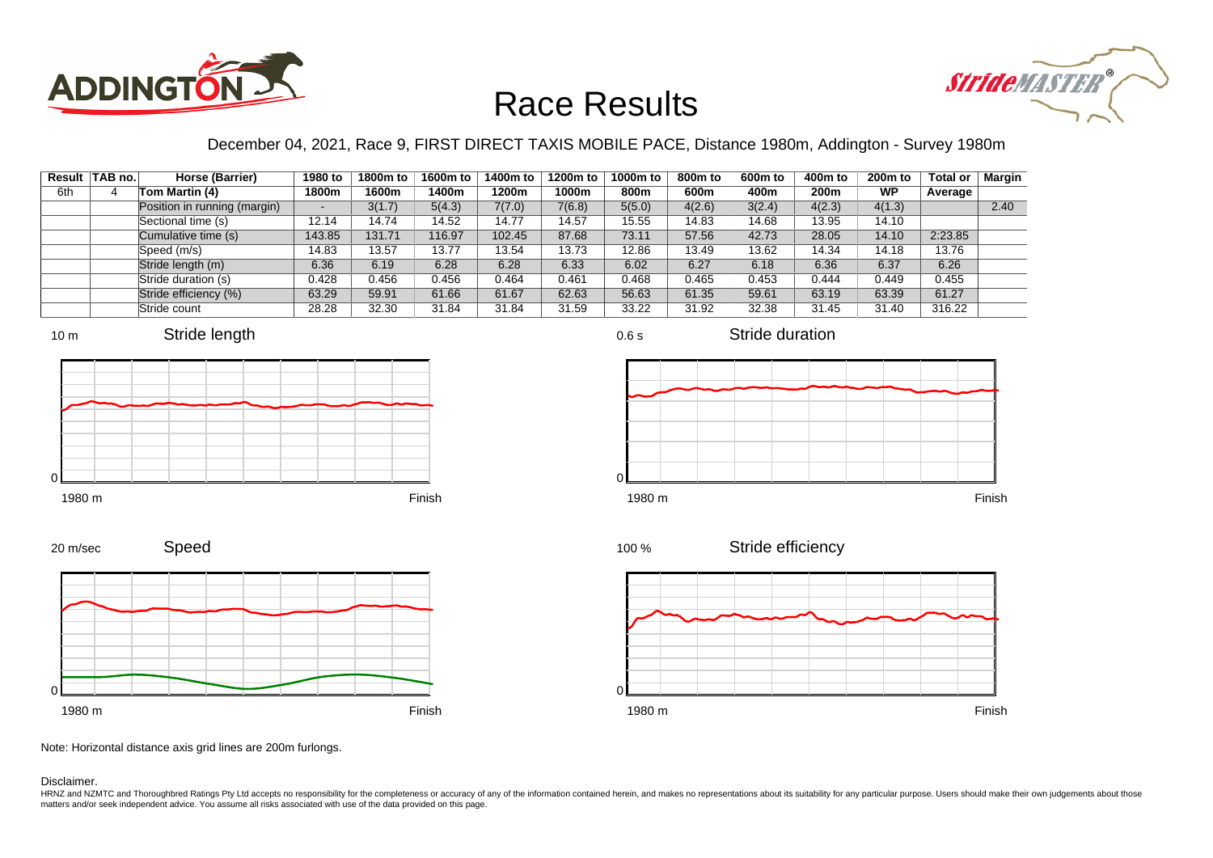# Race Results

December 04, 2021, Race 9, FIRST DIRECT TAXIS MOBILE PACE, Distance 1980m, Addington - Survey 1980m

| Result | TAB no. | Horse (Barrier) | 1980 to 1800m | 1800m to 1600m | 1600m to 1400m | 1400m to 1200m | 1200m to 1000m | 1000m to 800m | 800m to 600m | 600m to 400m | 400m to 200m | 200m to WP | Total or Average | Margin |
|---|---|---|---|---|---|---|---|---|---|---|---|---|---|---|
| 6th | 4 | Tom Martin (4) | | | | | | | | | | | | |
| | | Position in running (margin) | - | 3(1.7) | 5(4.3) | 7(7.0) | 7(6.8) | 5(5.0) | 4(2.6) | 3(2.4) | 4(2.3) | 4(1.3) | | 2.40 |
| | | Sectional time (s) | 12.14 | 14.74 | 14.52 | 14.77 | 14.57 | 15.55 | 14.83 | 14.68 | 13.95 | 14.10 | | |
| | | Cumulative time (s) | 143.85 | 131.71 | 116.97 | 102.45 | 87.68 | 73.11 | 57.56 | 42.73 | 28.05 | 14.10 | 2:23.85 | |
| | | Speed (m/s) | 14.83 | 13.57 | 13.77 | 13.54 | 13.73 | 12.86 | 13.49 | 13.62 | 14.34 | 14.18 | 13.76 | |
| | | Stride length (m) | 6.36 | 6.19 | 6.28 | 6.28 | 6.33 | 6.02 | 6.27 | 6.18 | 6.36 | 6.37 | 6.26 | |
| | | Stride duration (s) | 0.428 | 0.456 | 0.456 | 0.464 | 0.461 | 0.468 | 0.465 | 0.453 | 0.444 | 0.449 | 0.455 | |
| | | Stride efficiency (%) | 63.29 | 59.91 | 61.66 | 61.67 | 62.63 | 56.63 | 61.35 | 59.61 | 63.19 | 63.39 | 61.27 | |
| | | Stride count | 28.28 | 32.30 | 31.84 | 31.84 | 31.59 | 33.22 | 31.92 | 32.38 | 31.45 | 31.40 | 316.22 | |

Note: Horizontal distance axis grid lines are 200m furlongs.

Disclaimer.

HRNZ and NZMTC and Thoroughbred Ratings Pty Ltd accepts no responsibility for the completeness or accuracy of any of the information contained herein, and makes no representations about its suitability for any particular purpose. Users should make their own judgements about those matters and/or seek independent advice. You assume all risks associated with use of the data provided on this page.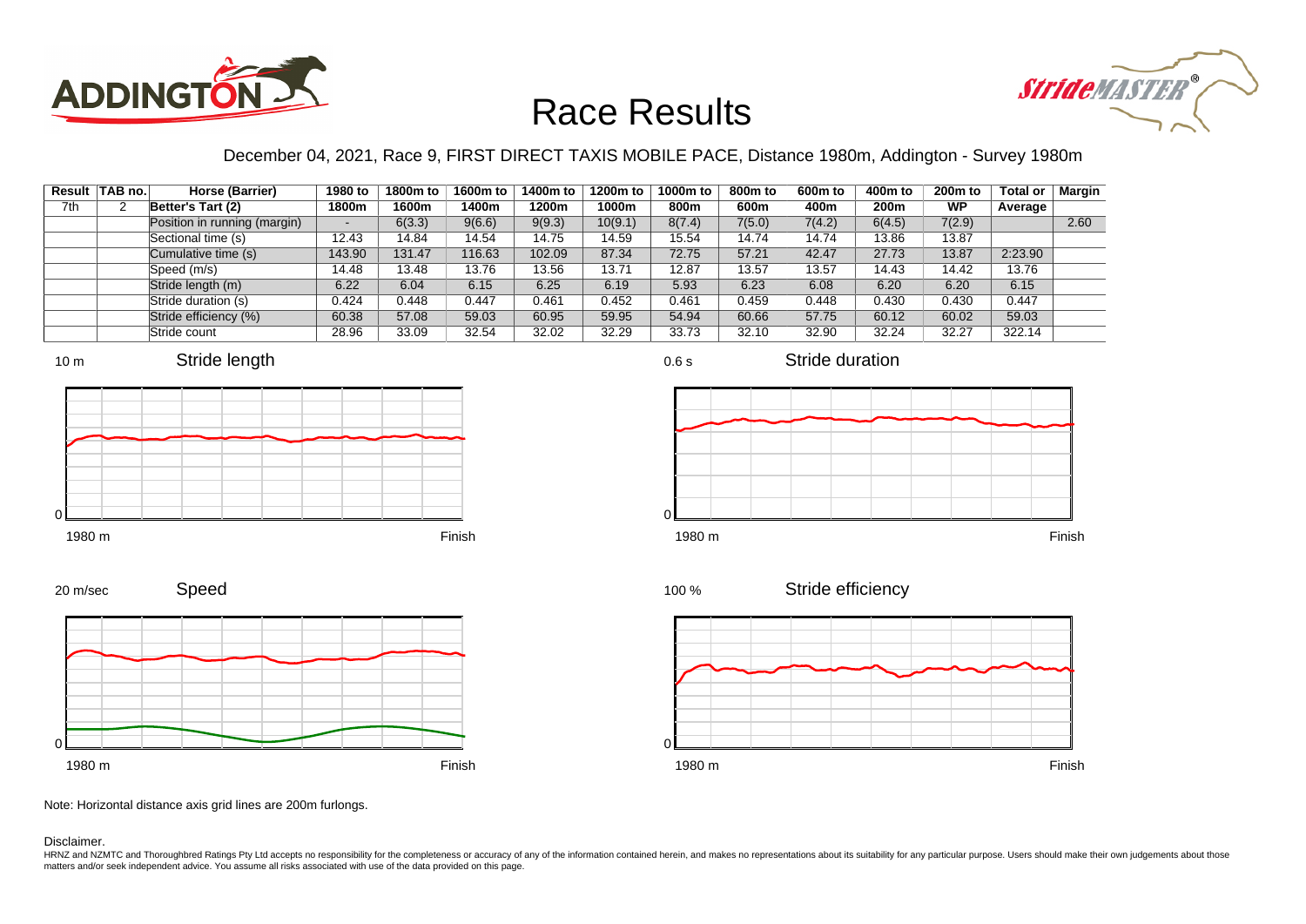# Race Results

December 04, 2021, Race 9, FIRST DIRECT TAXIS MOBILE PACE, Distance 1980m, Addington - Survey 1980m

| Result | TAB no. | Horse (Barrier) | 1980 to 1800m | 1800m to 1600m | 1600m to 1400m | 1400m to 1200m | 1200m to 1000m | 1000m to 800m | 800m to 600m | 600m to 400m | 400m to 200m | 200m to WP | Total or Average | Margin |
|---|---|---|---|---|---|---|---|---|---|---|---|---|---|---|
| 7th | 2 | **Better's Tart (2)** | | | | | | | | | | | | |
| | | Position in running (margin) | - | 6(3.3) | 9(6.6) | 9(9.3) | 10(9.1) | 8(7.4) | 7(5.0) | 7(4.2) | 6(4.5) | 7(2.9) | | 2.60 |
| | | Sectional time (s) | 12.43 | 14.84 | 14.54 | 14.75 | 14.59 | 15.54 | 14.74 | 14.74 | 13.86 | 13.87 | | |
| | | Cumulative time (s) | 143.90 | 131.47 | 116.63 | 102.09 | 87.34 | 72.75 | 57.21 | 42.47 | 27.73 | 13.87 | 2:23.90 | |
| | | Speed (m/s) | 14.48 | 13.48 | 13.76 | 13.56 | 13.71 | 12.87 | 13.57 | 13.57 | 14.43 | 14.42 | 13.76 | |
| | | Stride length (m) | 6.22 | 6.04 | 6.15 | 6.25 | 6.19 | 5.93 | 6.23 | 6.08 | 6.20 | 6.20 | 6.15 | |
| | | Stride duration (s) | 0.424 | 0.448 | 0.447 | 0.461 | 0.452 | 0.461 | 0.459 | 0.448 | 0.430 | 0.430 | 0.447 | |
| | | Stride efficiency (%) | 60.38 | 57.08 | 59.03 | 60.95 | 59.95 | 54.94 | 60.66 | 57.75 | 60.12 | 60.02 | 59.03 | |
| | | Stride count | 28.96 | 33.09 | 32.54 | 32.02 | 32.29 | 33.73 | 32.10 | 32.90 | 32.24 | 32.27 | 322.14 | |

Note: Horizontal distance axis grid lines are 200m furlongs.

Disclaimer.

HRNZ and NZMTC and Thoroughbred Ratings Pty Ltd accepts no responsibility for the completeness or accuracy of any of the information contained herein, and makes no representations about its suitability for any particular purpose. Users should make their own judgements about those matters and/or seek independent advice. You assume all risks associated with use of the data provided on this page.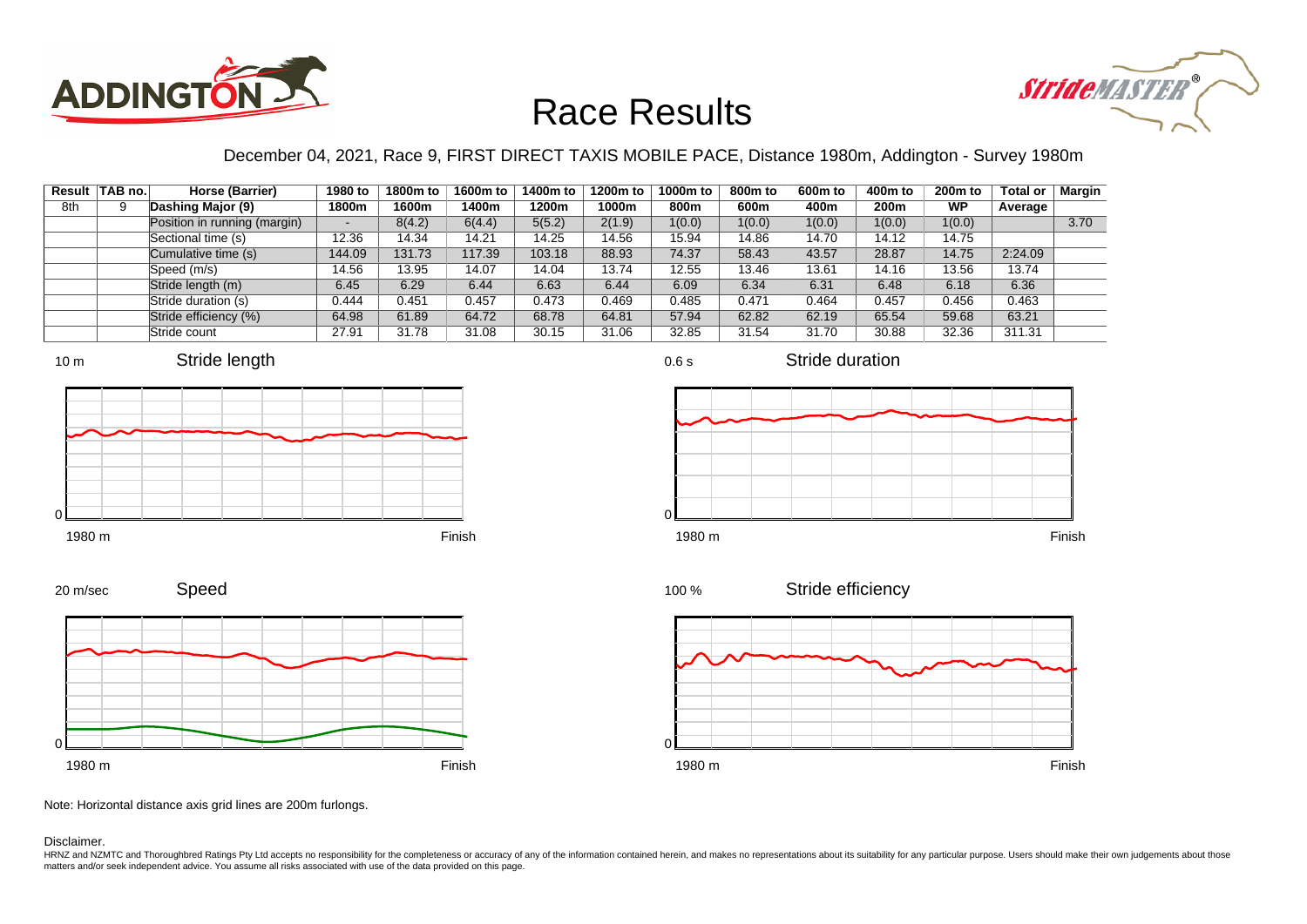# Race Results

December 04, 2021, Race 9, FIRST DIRECT TAXIS MOBILE PACE, Distance 1980m, Addington - Survey 1980m

| Result | TAB no. | Horse (Barrier) | 1980 to 1800m | 1800m to 1600m | 1600m to 1400m | 1400m to 1200m | 1200m to 1000m | 1000m to 800m | 800m to 600m | 600m to 400m | 400m to 200m | 200m to WP | Total or Average | Margin |
|---|---|---|---|---|---|---|---|---|---|---|---|---|---|---|
| 8th | 9 | Dashing Major (9) | | | | | | | | | | | | |
| | | Position in running (margin) | - | 8(4.2) | 6(4.4) | 5(5.2) | 2(1.9) | 1(0.0) | 1(0.0) | 1(0.0) | 1(0.0) | 1(0.0) | | 3.70 |
| | | Sectional time (s) | 12.36 | 14.34 | 14.21 | 14.25 | 14.56 | 15.94 | 14.86 | 14.70 | 14.12 | 14.75 | | |
| | | Cumulative time (s) | 144.09 | 131.73 | 117.39 | 103.18 | 88.93 | 74.37 | 58.43 | 43.57 | 28.87 | 14.75 | 2:24.09 | |
| | | Speed (m/s) | 14.56 | 13.95 | 14.07 | 14.04 | 13.74 | 12.55 | 13.46 | 13.61 | 14.16 | 13.56 | 13.74 | |
| | | Stride length (m) | 6.45 | 6.29 | 6.44 | 6.63 | 6.44 | 6.09 | 6.34 | 6.31 | 6.48 | 6.18 | 6.36 | |
| | | Stride duration (s) | 0.444 | 0.451 | 0.457 | 0.473 | 0.469 | 0.485 | 0.471 | 0.464 | 0.457 | 0.456 | 0.463 | |
| | | Stride efficiency (%) | 64.98 | 61.89 | 64.72 | 68.78 | 64.81 | 57.94 | 62.82 | 62.19 | 65.54 | 59.68 | 63.21 | |
| | | Stride count | 27.91 | 31.78 | 31.08 | 30.15 | 31.06 | 32.85 | 31.54 | 31.70 | 30.88 | 32.36 | 311.31 | |

Note: Horizontal distance axis grid lines are 200m furlongs.

Disclaimer.

HRNZ and NZMTC and Thoroughbred Ratings Pty Ltd accepts no responsibility for the completeness or accuracy of any of the information contained herein, and makes no representations about its suitability for any particular purpose. Users should make their own judgements about those matters and/or seek independent advice. You assume all risks associated with use of the data provided on this page.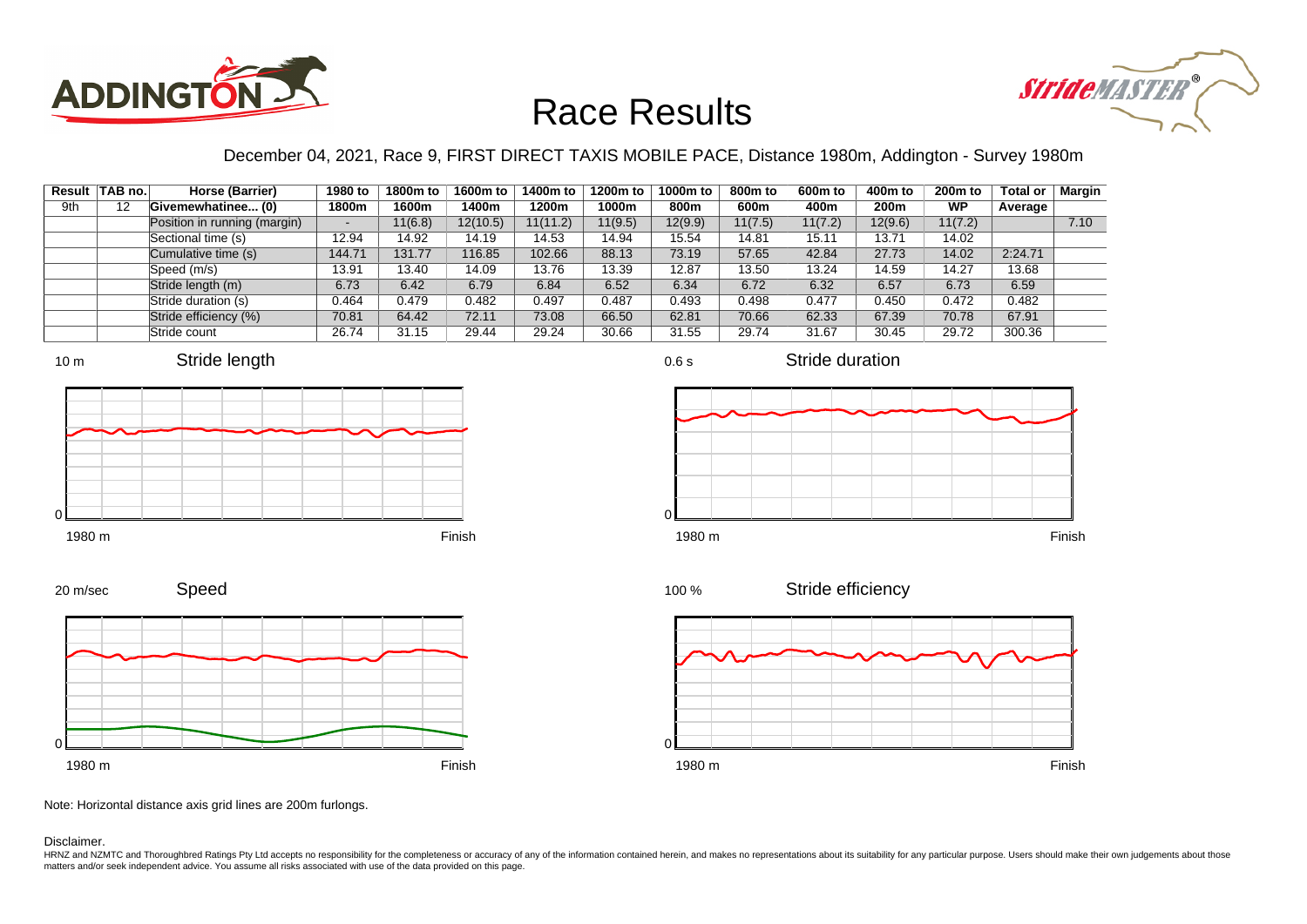# Race Results

December 04, 2021, Race 9, FIRST DIRECT TAXIS MOBILE PACE, Distance 1980m, Addington - Survey 1980m

| Result | TAB no. | Horse (Barrier) | 1980 to 1800m | 1800m to 1600m | 1600m to 1400m | 1400m to 1200m | 1200m to 1000m | 1000m to 800m | 800m to 600m | 600m to 400m | 400m to 200m | 200m to WP | Total or Average | Margin |
|---|---|---|---|---|---|---|---|---|---|---|---|---|---|---|
| 9th | 12 | Givemewhatinee... (0) | | | | | | | | | | | | |
| | | Position in running (margin) | - | 11(6.8) | 12(10.5) | 11(11.2) | 11(9.5) | 12(9.9) | 11(7.5) | 11(7.2) | 12(9.6) | 11(7.2) | | 7.10 |
| | | Sectional time (s) | 12.94 | 14.92 | 14.19 | 14.53 | 14.94 | 15.54 | 14.81 | 15.11 | 13.71 | 14.02 | | |
| | | Cumulative time (s) | 144.71 | 131.77 | 116.85 | 102.66 | 88.13 | 73.19 | 57.65 | 42.84 | 27.73 | 14.02 | 2:24.71 | |
| | | Speed (m/s) | 13.91 | 13.40 | 14.09 | 13.76 | 13.39 | 12.87 | 13.50 | 13.24 | 14.59 | 14.27 | 13.68 | |
| | | Stride length (m) | 6.73 | 6.42 | 6.79 | 6.84 | 6.52 | 6.34 | 6.72 | 6.32 | 6.57 | 6.73 | 6.59 | |
| | | Stride duration (s) | 0.464 | 0.479 | 0.482 | 0.497 | 0.487 | 0.493 | 0.498 | 0.477 | 0.450 | 0.472 | 0.482 | |
| | | Stride efficiency (%) | 70.81 | 64.42 | 72.11 | 73.08 | 66.50 | 62.81 | 70.66 | 62.33 | 67.39 | 70.78 | 67.91 | |
| | | Stride count | 26.74 | 31.15 | 29.44 | 29.24 | 30.66 | 31.55 | 29.74 | 31.67 | 30.45 | 29.72 | 300.36 | |

Note: Horizontal distance axis grid lines are 200m furlongs.

Disclaimer.

HRNZ and NZMTC and Thoroughbred Ratings Pty Ltd accepts no responsibility for the completeness or accuracy of any of the information contained herein, and makes no representations about its suitability for any particular purpose. Users should make their own judgements about those matters and/or seek independent advice. You assume all risks associated with use of the data provided on this page.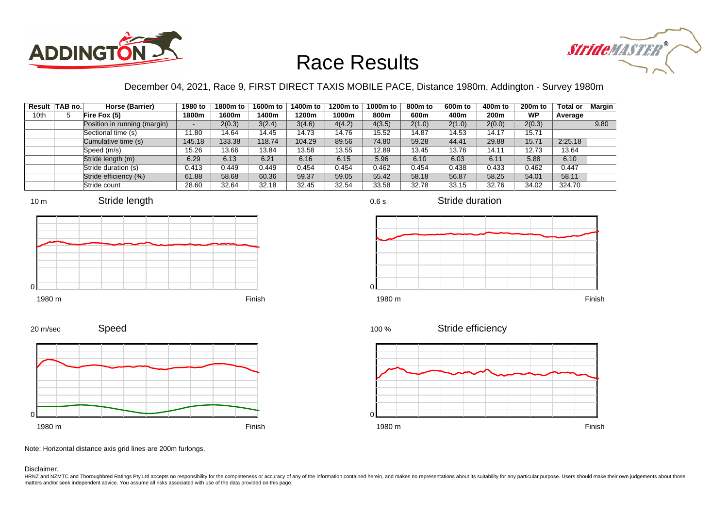# Race Results

December 04, 2021, Race 9, FIRST DIRECT TAXIS MOBILE PACE, Distance 1980m, Addington - Survey 1980m

| Result | TAB no. | Horse (Barrier) | 1980 to 1800m | 1800m to 1600m | 1600m to 1400m | 1400m to 1200m | 1200m to 1000m | 1000m to 800m | 800m to 600m | 600m to 400m | 400m to 200m | 200m to WP | Total or Average | Margin |
|---|---|---|---|---|---|---|---|---|---|---|---|---|---|---|
| 10th | 5 | **Fire Fox (5)** | | | | | | | | | | | | |
| | | Position in running (margin) | - | 2(0.3) | 3(2.4) | 3(4.6) | 4(4.2) | 4(3.5) | 2(1.0) | 2(1.0) | 2(0.0) | 2(0.3) | | 9.80 |
| | | Sectional time (s) | 11.80 | 14.64 | 14.45 | 14.73 | 14.76 | 15.52 | 14.87 | 14.53 | 14.17 | 15.71 | | |
| | | Cumulative time (s) | 145.18 | 133.38 | 118.74 | 104.29 | 89.56 | 74.80 | 59.28 | 44.41 | 29.88 | 15.71 | 2:25.18 | |
| | | Speed (m/s) | 15.26 | 13.66 | 13.84 | 13.58 | 13.55 | 12.89 | 13.45 | 13.76 | 14.11 | 12.73 | 13.64 | |
| | | Stride length (m) | 6.29 | 6.13 | 6.21 | 6.16 | 6.15 | 5.96 | 6.10 | 6.03 | 6.11 | 5.88 | 6.10 | |
| | | Stride duration (s) | 0.413 | 0.449 | 0.449 | 0.454 | 0.454 | 0.462 | 0.454 | 0.438 | 0.433 | 0.462 | 0.447 | |
| | | Stride efficiency (%) | 61.88 | 58.68 | 60.36 | 59.37 | 59.05 | 55.42 | 58.18 | 56.87 | 58.25 | 54.01 | 58.11 | |
| | | Stride count | 28.60 | 32.64 | 32.18 | 32.45 | 32.54 | 33.58 | 32.78 | 33.15 | 32.76 | 34.02 | 324.70 | |

Note: Horizontal distance axis grid lines are 200m furlongs.

Disclaimer.

HRNZ and NZMTC and Thoroughbred Ratings Pty Ltd accepts no responsibility for the completeness or accuracy of any of the information contained herein, and makes no representations about its suitability for any particular purpose. Users should make their own judgements about those matters and/or seek independent advice. You assume all risks associated with use of the data provided on this page.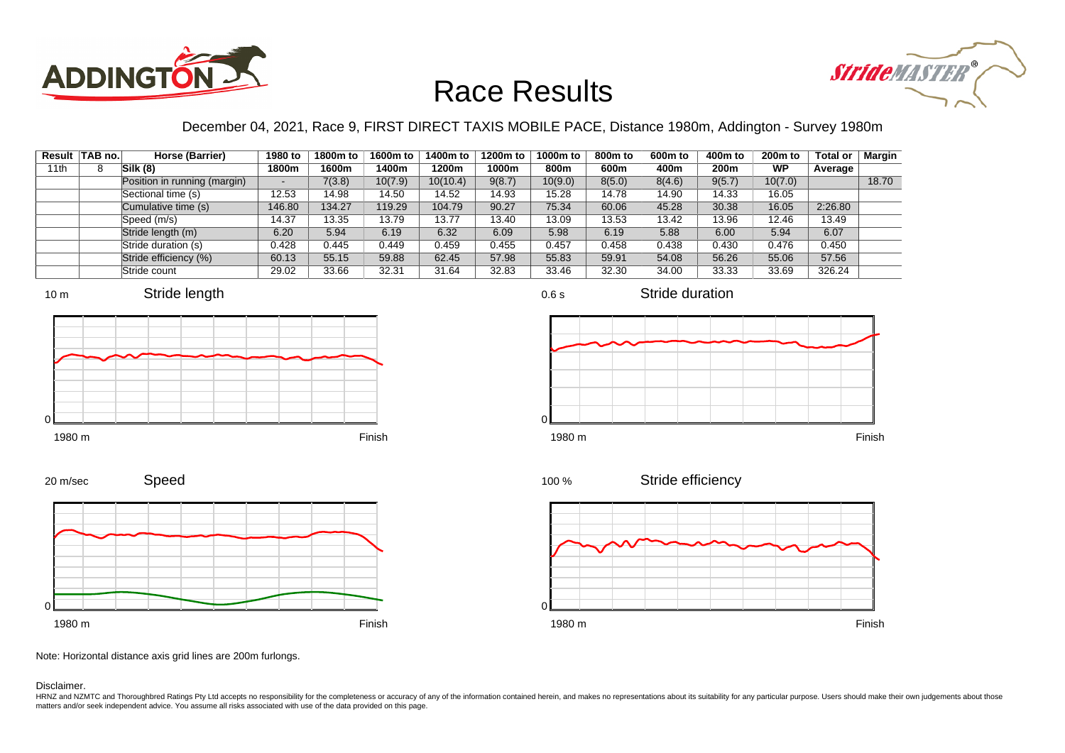# Race Results

December 04, 2021, Race 9, FIRST DIRECT TAXIS MOBILE PACE, Distance 1980m, Addington - Survey 1980m

| Result | TAB no. | Horse (Barrier) | 1980 to 1800m | 1800m to 1600m | 1600m to 1400m | 1400m to 1200m | 1200m to 1000m | 1000m to 800m | 800m to 600m | 600m to 400m | 400m to 200m | 200m to WP | Total or Average | Margin |
|---|---|---|---|---|---|---|---|---|---|---|---|---|---|---|
| 11th | 8 | Silk (8) | | | | | | | | | | | | |
| | | Position in running (margin) | - | 7(3.8) | 10(7.9) | 10(10.4) | 9(8.7) | 10(9.0) | 8(5.0) | 8(4.6) | 9(5.7) | 10(7.0) | | 18.70 |
| | | Sectional time (s) | 12.53 | 14.98 | 14.50 | 14.52 | 14.93 | 15.28 | 14.78 | 14.90 | 14.33 | 16.05 | | |
| | | Cumulative time (s) | 146.80 | 134.27 | 119.29 | 104.79 | 90.27 | 75.34 | 60.06 | 45.28 | 30.38 | 16.05 | 2:26.80 | |
| | | Speed (m/s) | 14.37 | 13.35 | 13.79 | 13.77 | 13.40 | 13.09 | 13.53 | 13.42 | 13.96 | 12.46 | 13.49 | |
| | | Stride length (m) | 6.20 | 5.94 | 6.19 | 6.32 | 6.09 | 5.98 | 6.19 | 5.88 | 6.00 | 5.94 | 6.07 | |
| | | Stride duration (s) | 0.428 | 0.445 | 0.449 | 0.459 | 0.455 | 0.457 | 0.458 | 0.438 | 0.430 | 0.476 | 0.450 | |
| | | Stride efficiency (%) | 60.13 | 55.15 | 59.88 | 62.45 | 57.98 | 55.83 | 59.91 | 54.08 | 56.26 | 55.06 | 57.56 | |
| | | Stride count | 29.02 | 33.66 | 32.31 | 31.64 | 32.83 | 33.46 | 32.30 | 34.00 | 33.33 | 33.69 | 326.24 | |

Note: Horizontal distance axis grid lines are 200m furlongs.

Disclaimer.

HRNZ and NZMTC and Thoroughbred Ratings Pty Ltd accepts no responsibility for the completeness or accuracy of any of the information contained herein, and makes no representations about its suitability for any particular purpose. Users should make their own judgements about those matters and/or seek independent advice. You assume all risks associated with use of the data provided on this page.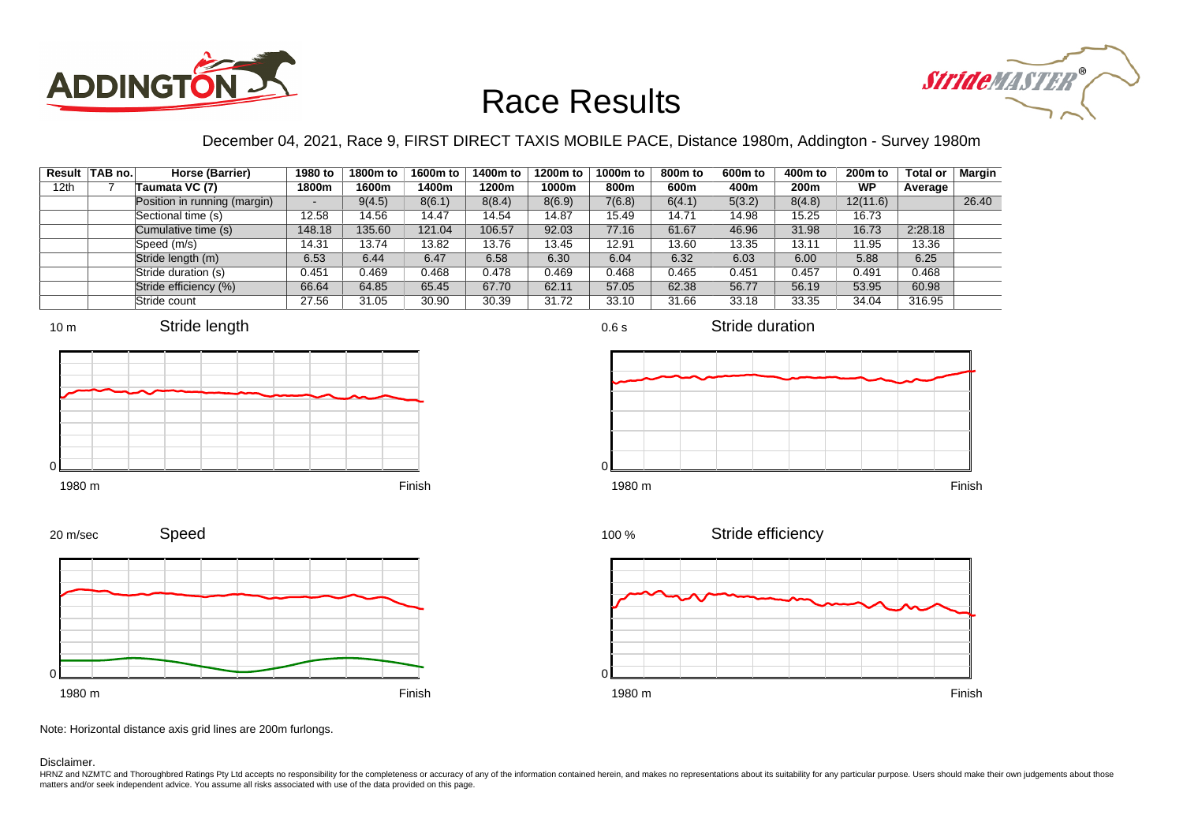# Race Results

December 04, 2021, Race 9, FIRST DIRECT TAXIS MOBILE PACE, Distance 1980m, Addington - Survey 1980m

| Result | TAB no. | Horse (Barrier) | 1980 to 1800m | 1800m to 1600m | 1600m to 1400m | 1400m to 1200m | 1200m to 1000m | 1000m to 800m | 800m to 600m | 600m to 400m | 400m to 200m | 200m to WP | Total or Average | Margin |
|---|---|---|---|---|---|---|---|---|---|---|---|---|---|---|
| 12th | 7 | Taumata VC (7) | | | | | | | | | | | | |
| | | Position in running (margin) | - | 9(4.5) | 8(6.1) | 8(8.4) | 8(6.9) | 7(6.8) | 6(4.1) | 5(3.2) | 8(4.8) | 12(11.6) | | 26.40 |
| | | Sectional time (s) | 12.58 | 14.56 | 14.47 | 14.54 | 14.87 | 15.49 | 14.71 | 14.98 | 15.25 | 16.73 | | |
| | | Cumulative time (s) | 148.18 | 135.60 | 121.04 | 106.57 | 92.03 | 77.16 | 61.67 | 46.96 | 31.98 | 16.73 | 2:28.18 | |
| | | Speed (m/s) | 14.31 | 13.74 | 13.82 | 13.76 | 13.45 | 12.91 | 13.60 | 13.35 | 13.11 | 11.95 | 13.36 | |
| | | Stride length (m) | 6.53 | 6.44 | 6.47 | 6.58 | 6.30 | 6.04 | 6.32 | 6.03 | 6.00 | 5.88 | 6.25 | |
| | | Stride duration (s) | 0.451 | 0.469 | 0.468 | 0.478 | 0.469 | 0.468 | 0.465 | 0.451 | 0.457 | 0.491 | 0.468 | |
| | | Stride efficiency (%) | 66.64 | 64.85 | 65.45 | 67.70 | 62.11 | 57.05 | 62.38 | 56.77 | 56.19 | 53.95 | 60.98 | |
| | | Stride count | 27.56 | 31.05 | 30.90 | 30.39 | 31.72 | 33.10 | 31.66 | 33.18 | 33.35 | 34.04 | 316.95 | |

Stride length
10 m
0
1980 m
Finish

Stride duration
0.6 s
0
1980 m
Finish

Speed
20 m/sec
0
1980 m
Finish

Stride efficiency
100 %
0
1980 m
Finish

Note: Horizontal distance axis grid lines are 200m furlongs.

Disclaimer.

HRNZ and NZMTC and Thoroughbred Ratings Pty Ltd accepts no responsibility for the completeness or accuracy of any of the information contained herein, and makes no representations about its suitability for any particular purpose. Users should make their own judgements about those matters and/or seek independent advice. You assume all risks associated with use of the data provided on this page.